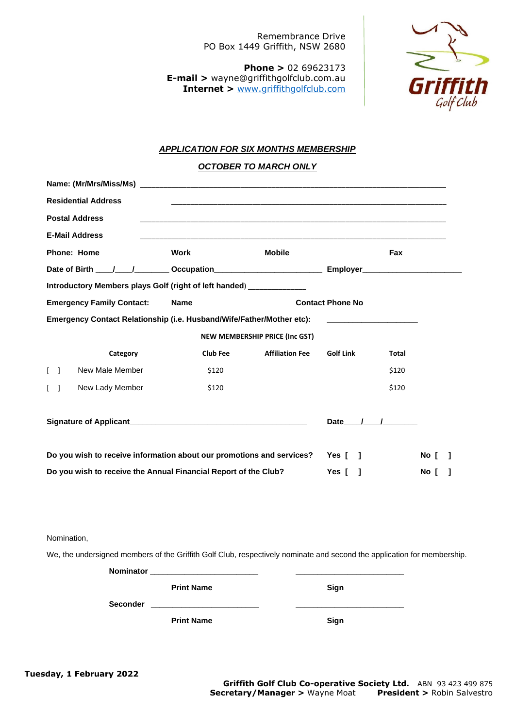Remembrance Drive
PO Box 1449 Griffith, NSW 2680

**Phone >** 02 69623173
**E-mail >** wayne@griffithgolfclub.com.au
**Internet >** www.griffithgolfclub.com

Griffith Golf Club

***APPLICATION FOR SIX MONTHS MEMBERSHIP***

***OCTOBER TO MARCH ONLY***

**Name: (Mr/Mrs/Miss/Ms)** ____________________________________________________________

**Residential Address** ____________________________________________________________

**Postal Address** ____________________________________________________________

**E-Mail Address** ____________________________________________________________

**Phone: Home**______________ **Work**______________ **Mobile**___________________ **Fax**_____________

**Date of Birth** ____/____/________ **Occupation**_______________________ **Employer**____________________

**Introductory Members plays Golf (right of left handed)** ____________

**Emergency Family Contact:** **Name**___________________ **Contact Phone No**______________

**Emergency Contact Relationship (i.e. Husband/Wife/Father/Mother etc):** ____________________

**NEW MEMBERSHIP PRICE (Inc GST)**

| | Category | Club Fee | Affiliation Fee | Golf Link | Total |
|---|---|---|---|---|---|
| [ ] | New Male Member | $120 | | | $120 |
| [ ] | New Lady Member | $120 | | | $120 |

**Signature of Applicant**________________________________________ **Date**____/____/_______

**Do you wish to receive information about our promotions and services?** **Yes [ ]** **No [ ]**

**Do you wish to receive the Annual Financial Report of the Club?** **Yes [ ]** **No [ ]**

Nomination,

We, the undersigned members of the Griffith Golf Club, respectively nominate and second the application for membership.

**Nominator** ________________________ ________________________

**Print Name** **Sign**

**Seconder** ________________________ ________________________

**Print Name** **Sign**

**Tuesday, 1 February 2022**

**Griffith Golf Club Co-operative Society Ltd.** ABN 93 423 499 875
**Secretary/Manager >** Wayne Moat **President >** Robin Salvestro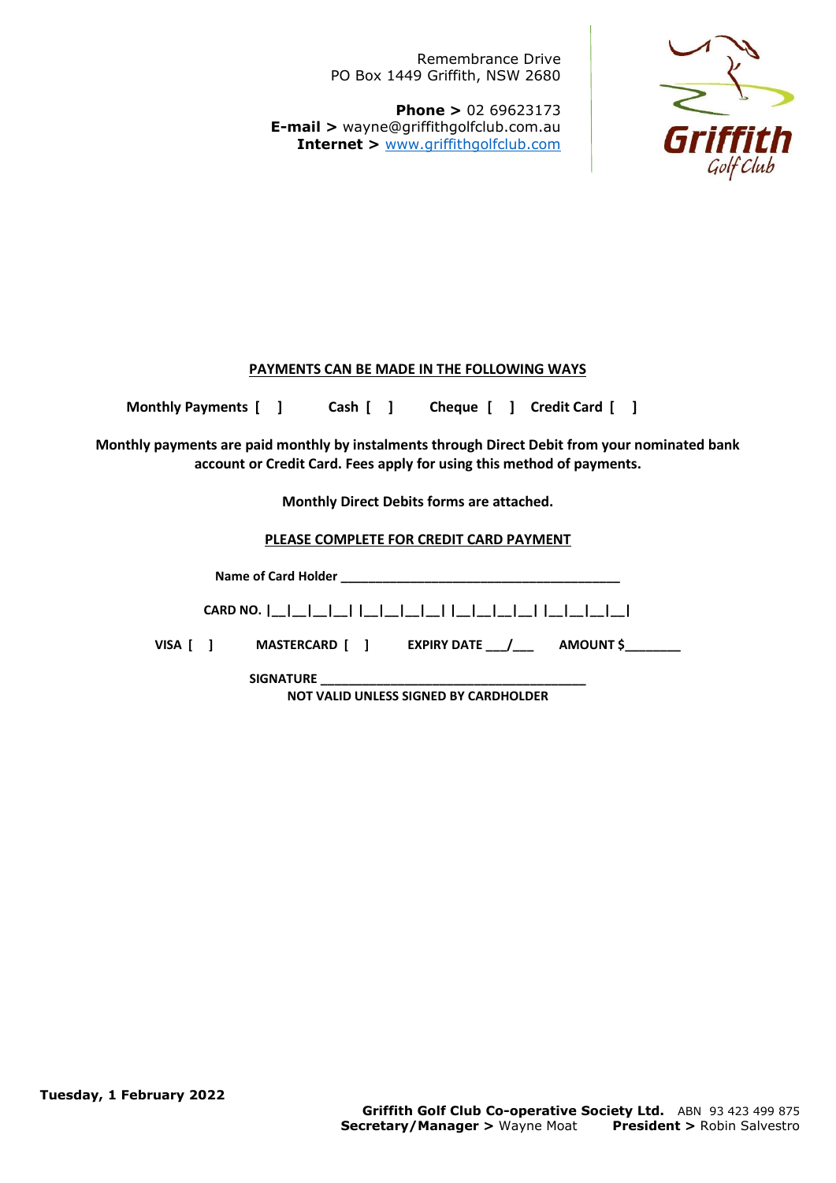Remembrance Drive
PO Box 1449 Griffith, NSW 2680

**Phone >** 02 69623173
**E-mail >** wayne@griffithgolfclub.com.au
**Internet >** www.griffithgolfclub.com

Griffith Golf Club

**PAYMENTS CAN BE MADE IN THE FOLLOWING WAYS**

**Monthly Payments [ ]   Cash [ ]   Cheque [ ]   Credit Card [ ]**

**Monthly payments are paid monthly by instalments through Direct Debit from your nominated bank account or Credit Card. Fees apply for using this method of payments.**

**Monthly Direct Debits forms are attached.**

**PLEASE COMPLETE FOR CREDIT CARD PAYMENT**

**Name of Card Holder** ________________________________________

**CARD NO.** |__|__|__|__| |__|__|__|__| |__|__|__|__| |__|__|__|__|

**VISA [ ]   MASTERCARD [ ]   EXPIRY DATE** ___/___   **AMOUNT $**________

**SIGNATURE** ______________________________________
**NOT VALID UNLESS SIGNED BY CARDHOLDER**

**Tuesday, 1 February 2022**

**Griffith Golf Club Co-operative Society Ltd.** ABN 93 423 499 875
**Secretary/Manager >** Wayne Moat   **President >** Robin Salvestro